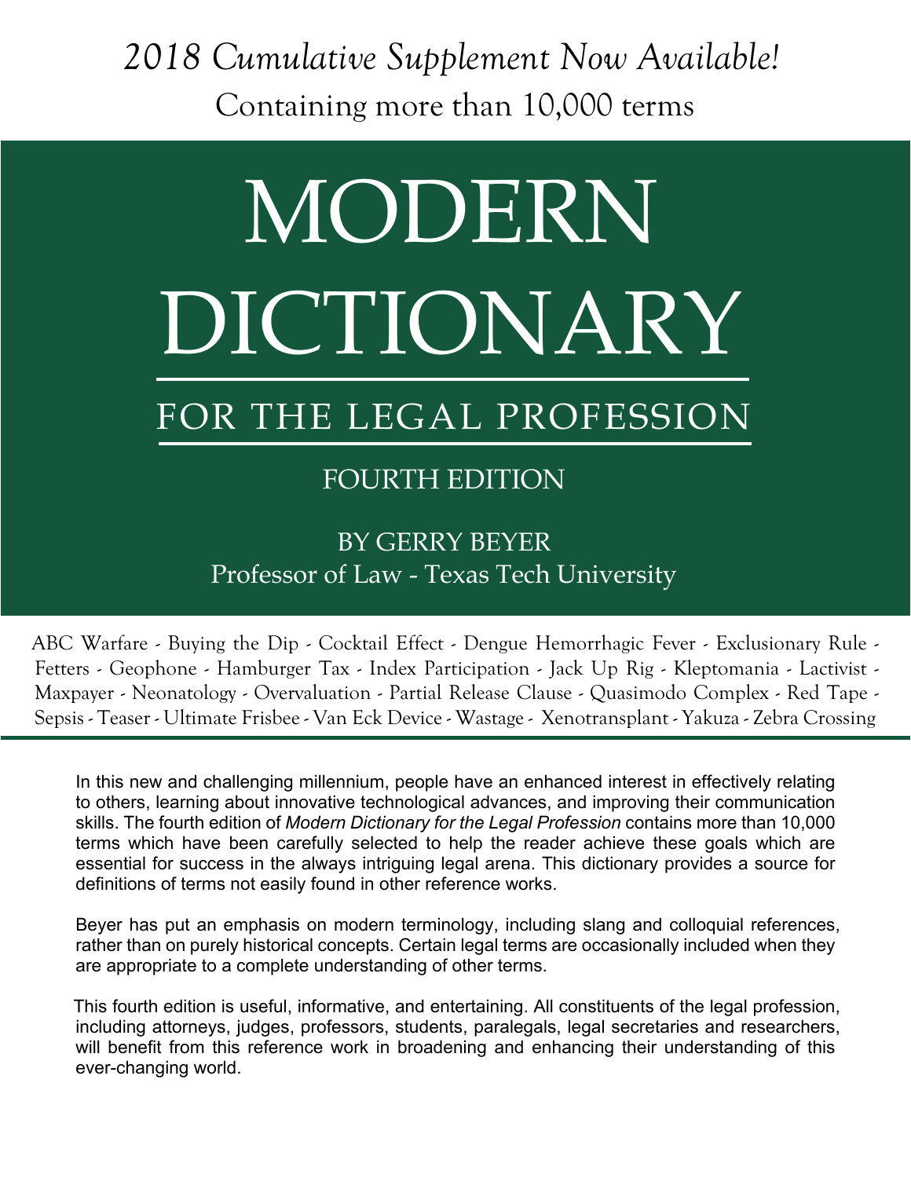*2018 Cumulative Supplement Now Available!*

Containing more than 10,000 terms

# MODERN DICTIONARY

## FOR THE LEGAL PROFESSION

### FOURTH EDITION

BY GERRY BEYER

Professor of Law - Texas Tech University

ABC Warfare - Buying the Dip - Cocktail Effect - Dengue Hemorrhagic Fever - Exclusionary Rule - Fetters - Geophone - Hamburger Tax - Index Participation - Jack Up Rig - Kleptomania - Lactivist - Maxpayer - Neonatology - Overvaluation - Partial Release Clause - Quasimodo Complex - Red Tape - Sepsis - Teaser - Ultimate Frisbee - Van Eck Device - Wastage - Xenotransplant - Yakuza - Zebra Crossing

---

In this new and challenging millennium, people have an enhanced interest in effectively relating to others, learning about innovative technological advances, and improving their communication skills. The fourth edition of *Modern Dictionary for the Legal Profession* contains more than 10,000 terms which have been carefully selected to help the reader achieve these goals which are essential for success in the always intriguing legal arena. This dictionary provides a source for definitions of terms not easily found in other reference works.

Beyer has put an emphasis on modern terminology, including slang and colloquial references, rather than on purely historical concepts. Certain legal terms are occasionally included when they are appropriate to a complete understanding of other terms.

This fourth edition is useful, informative, and entertaining. All constituents of the legal profession, including attorneys, judges, professors, students, paralegals, legal secretaries and researchers, will benefit from this reference work in broadening and enhancing their understanding of this ever-changing world.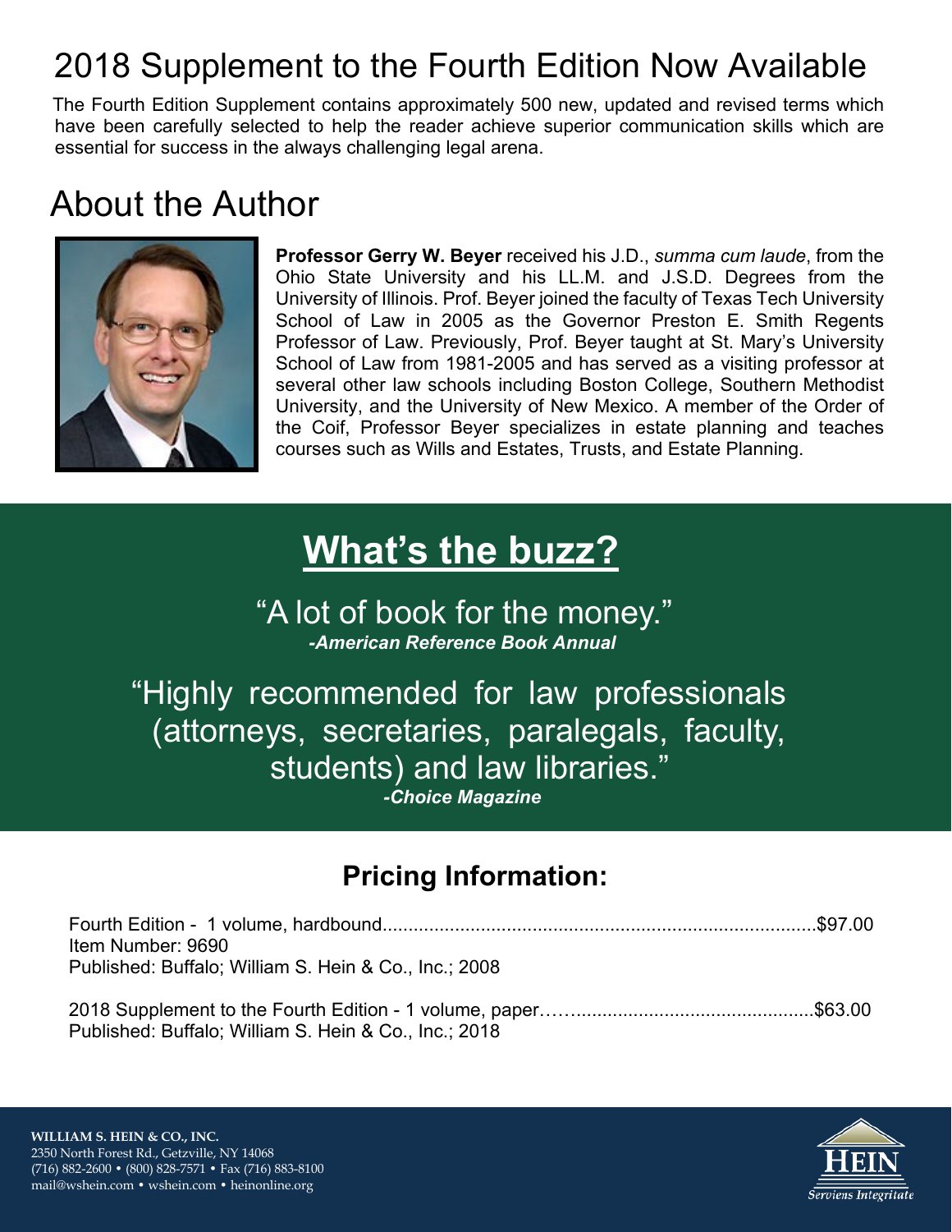# 2018 Supplement to the Fourth Edition Now Available

The Fourth Edition Supplement contains approximately 500 new, updated and revised terms which have been carefully selected to help the reader achieve superior communication skills which are essential for success in the always challenging legal arena.

# About the Author

**Professor Gerry W. Beyer** received his J.D., *summa cum laude*, from the Ohio State University and his LL.M. and J.S.D. Degrees from the University of Illinois. Prof. Beyer joined the faculty of Texas Tech University School of Law in 2005 as the Governor Preston E. Smith Regents Professor of Law. Previously, Prof. Beyer taught at St. Mary's University School of Law from 1981-2005 and has served as a visiting professor at several other law schools including Boston College, Southern Methodist University, and the University of New Mexico. A member of the Order of the Coif, Professor Beyer specializes in estate planning and teaches courses such as Wills and Estates, Trusts, and Estate Planning.

## What's the buzz?

"A lot of book for the money."
***-American Reference Book Annual***

"Highly recommended for law professionals (attorneys, secretaries, paralegals, faculty, students) and law libraries."
***-Choice Magazine***

## Pricing Information:

Fourth Edition - 1 volume, hardbound....................................................................................$97.00
Item Number: 9690
Published: Buffalo; William S. Hein & Co., Inc.; 2008

2018 Supplement to the Fourth Edition - 1 volume, paper…….............................................$63.00
Published: Buffalo; William S. Hein & Co., Inc.; 2018

**WILLIAM S. HEIN & CO., INC.**
2350 North Forest Rd., Getzville, NY 14068
(716) 882-2600 • (800) 828-7571 • Fax (716) 883-8100
mail@wshein.com • wshein.com • heinonline.org

HEIN
*Serviens Integritate*